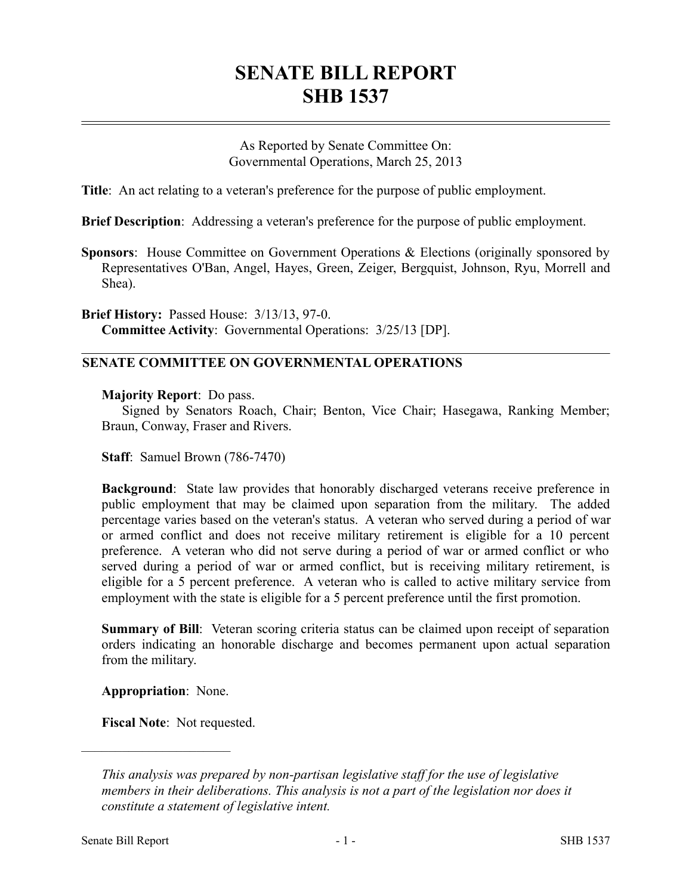# SENATE BILL REPORT
# SHB 1537

As Reported by Senate Committee On:
Governmental Operations, March 25, 2013

**Title**: An act relating to a veteran's preference for the purpose of public employment.

**Brief Description**: Addressing a veteran's preference for the purpose of public employment.

**Sponsors**: House Committee on Government Operations & Elections (originally sponsored by Representatives O'Ban, Angel, Hayes, Green, Zeiger, Bergquist, Johnson, Ryu, Morrell and Shea).

**Brief History:** Passed House: 3/13/13, 97-0.
**Committee Activity**: Governmental Operations: 3/25/13 [DP].

## SENATE COMMITTEE ON GOVERNMENTAL OPERATIONS

**Majority Report**: Do pass.
Signed by Senators Roach, Chair; Benton, Vice Chair; Hasegawa, Ranking Member; Braun, Conway, Fraser and Rivers.

**Staff**: Samuel Brown (786-7470)

**Background**: State law provides that honorably discharged veterans receive preference in public employment that may be claimed upon separation from the military. The added percentage varies based on the veteran's status. A veteran who served during a period of war or armed conflict and does not receive military retirement is eligible for a 10 percent preference. A veteran who did not serve during a period of war or armed conflict or who served during a period of war or armed conflict, but is receiving military retirement, is eligible for a 5 percent preference. A veteran who is called to active military service from employment with the state is eligible for a 5 percent preference until the first promotion.

**Summary of Bill**: Veteran scoring criteria status can be claimed upon receipt of separation orders indicating an honorable discharge and becomes permanent upon actual separation from the military.

**Appropriation**: None.

**Fiscal Note**: Not requested.

---

*This analysis was prepared by non-partisan legislative staff for the use of legislative members in their deliberations. This analysis is not a part of the legislation nor does it constitute a statement of legislative intent.*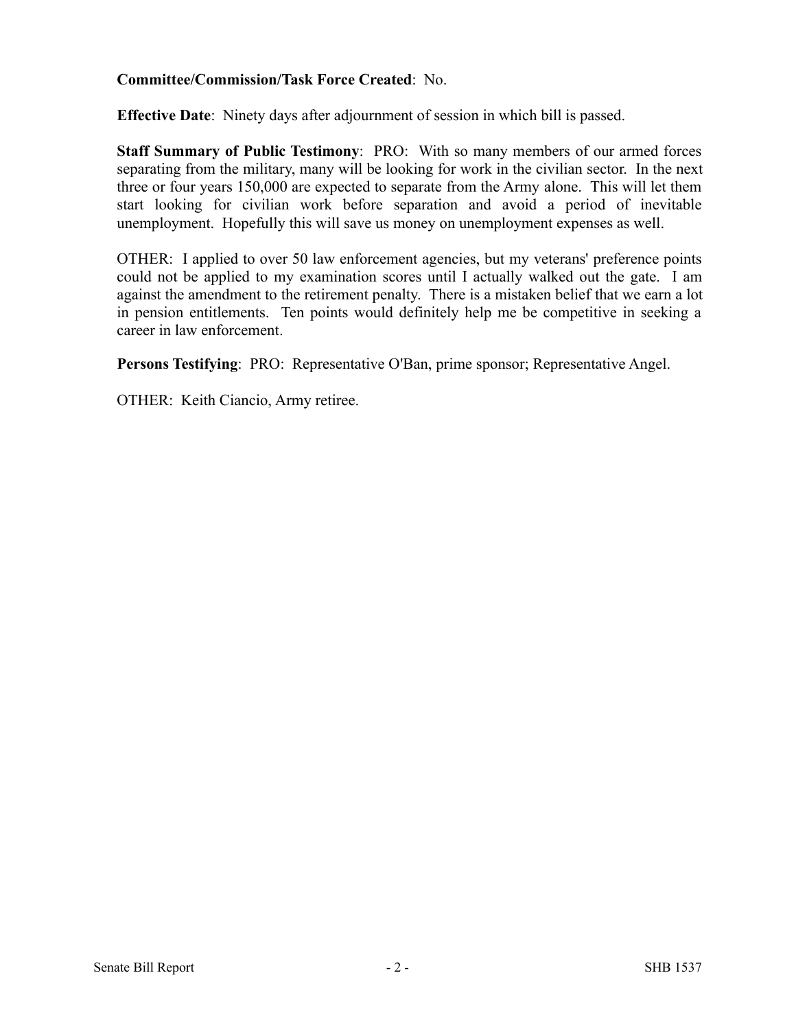**Committee/Commission/Task Force Created**: No.

**Effective Date**: Ninety days after adjournment of session in which bill is passed.

**Staff Summary of Public Testimony**: PRO: With so many members of our armed forces separating from the military, many will be looking for work in the civilian sector. In the next three or four years 150,000 are expected to separate from the Army alone. This will let them start looking for civilian work before separation and avoid a period of inevitable unemployment. Hopefully this will save us money on unemployment expenses as well.

OTHER: I applied to over 50 law enforcement agencies, but my veterans' preference points could not be applied to my examination scores until I actually walked out the gate. I am against the amendment to the retirement penalty. There is a mistaken belief that we earn a lot in pension entitlements. Ten points would definitely help me be competitive in seeking a career in law enforcement.

**Persons Testifying**: PRO: Representative O'Ban, prime sponsor; Representative Angel.

OTHER: Keith Ciancio, Army retiree.